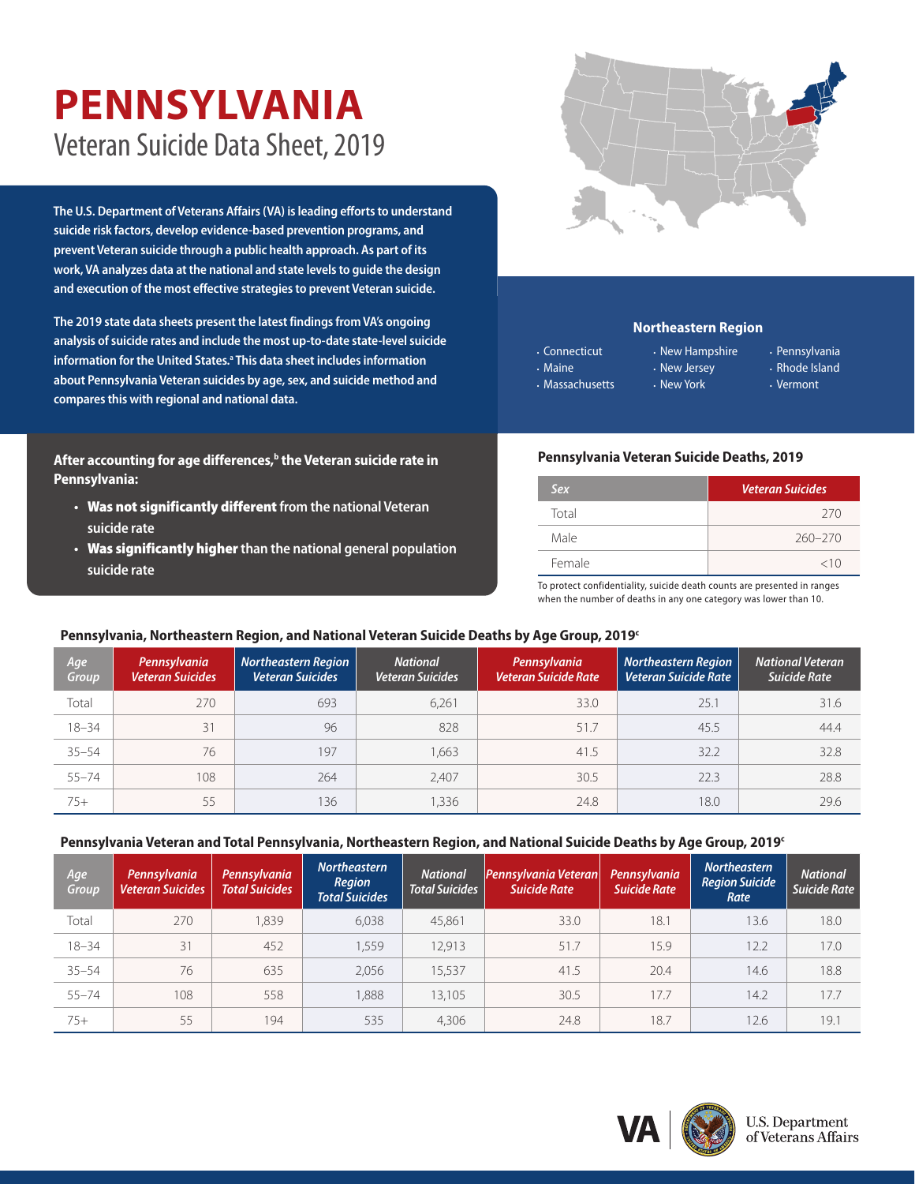# PENNSYLVANIA

## Veteran Suicide Data Sheet, 2019

**The U.S. Department of Veterans Affairs (VA) is leading efforts to understand suicide risk factors, develop evidence-based prevention programs, and prevent Veteran suicide through a public health approach. As part of its work, VA analyzes data at the national and state levels to guide the design and execution of the most effective strategies to prevent Veteran suicide.**

**The 2019 state data sheets present the latest findings from VA's ongoing analysis of suicide rates and include the most up-to-date state-level suicide information for the United States.[a] This data sheet includes information about Pennsylvania Veteran suicides by age, sex, and suicide method and compares this with regional and national data.**

### Northeastern Region

- Connecticut
- Maine
- Massachusetts
- New Hampshire
- New Jersey
- New York
- Pennsylvania
- Rhode Island
- Vermont

**After accounting for age differences,[b] the Veteran suicide rate in Pennsylvania:**

- **Was not significantly different** from the national Veteran suicide rate
- **Was significantly higher** than the national general population suicide rate

### Pennsylvania Veteran Suicide Deaths, 2019

| Sex | Veteran Suicides |
|---|---|
| Total | 270 |
| Male | 260–270 |
| Female | <10 |

To protect confidentiality, suicide death counts are presented in ranges when the number of deaths in any one category was lower than 10.

### Pennsylvania, Northeastern Region, and National Veteran Suicide Deaths by Age Group, 2019[c]

| Age Group | Pennsylvania Veteran Suicides | Northeastern Region Veteran Suicides | National Veteran Suicides | Pennsylvania Veteran Suicide Rate | Northeastern Region Veteran Suicide Rate | National Veteran Suicide Rate |
|---|---|---|---|---|---|---|
| Total | 270 | 693 | 6,261 | 33.0 | 25.1 | 31.6 |
| 18–34 | 31 | 96 | 828 | 51.7 | 45.5 | 44.4 |
| 35–54 | 76 | 197 | 1,663 | 41.5 | 32.2 | 32.8 |
| 55–74 | 108 | 264 | 2,407 | 30.5 | 22.3 | 28.8 |
| 75+ | 55 | 136 | 1,336 | 24.8 | 18.0 | 29.6 |

### Pennsylvania Veteran and Total Pennsylvania, Northeastern Region, and National Suicide Deaths by Age Group, 2019[c]

| Age Group | Pennsylvania Veteran Suicides | Pennsylvania Total Suicides | Northeastern Region Total Suicides | National Total Suicides | Pennsylvania Veteran Suicide Rate | Pennsylvania Suicide Rate | Northeastern Region Suicide Rate | National Suicide Rate |
|---|---|---|---|---|---|---|---|---|
| Total | 270 | 1,839 | 6,038 | 45,861 | 33.0 | 18.1 | 13.6 | 18.0 |
| 18–34 | 31 | 452 | 1,559 | 12,913 | 51.7 | 15.9 | 12.2 | 17.0 |
| 35–54 | 76 | 635 | 2,056 | 15,537 | 41.5 | 20.4 | 14.6 | 18.8 |
| 55–74 | 108 | 558 | 1,888 | 13,105 | 30.5 | 17.7 | 14.2 | 17.7 |
| 75+ | 55 | 194 | 535 | 4,306 | 24.8 | 18.7 | 12.6 | 19.1 |

VA | U.S. Department of Veterans Affairs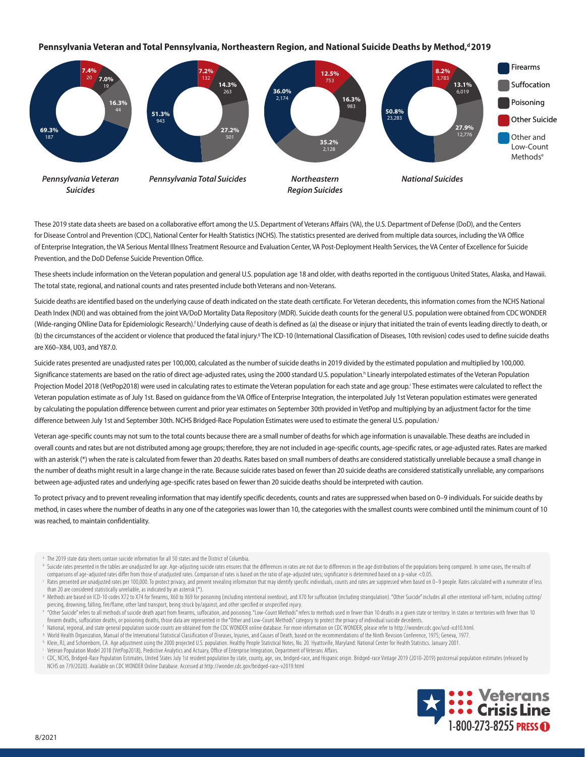## Pennsylvania Veteran and Total Pennsylvania, Northeastern Region, and National Suicide Deaths by Method,[d] 2019

Pennsylvania Veteran Suicides
7.4%
20
7.0%
19
16.3%
44
69.3%
187

Pennsylvania Total Suicides
7.2%
132
14.3%
263
27.2%
501
51.3%
943

Northeastern Region Suicides
12.5%
753
16.3%
983
35.2%
2,128
36.0%
2,174

National Suicides
8.2%
3,783
13.1%
6,019
27.9%
12,776
50.8%
23,283

Firearms
Suffocation
Poisoning
Other Suicide
Other and Low-Count Methods[e]

These 2019 state data sheets are based on a collaborative effort among the U.S. Department of Veterans Affairs (VA), the U.S. Department of Defense (DoD), and the Centers for Disease Control and Prevention (CDC), National Center for Health Statistics (NCHS). The statistics presented are derived from multiple data sources, including the VA Office of Enterprise Integration, the VA Serious Mental Illness Treatment Resource and Evaluation Center, VA Post-Deployment Health Services, the VA Center of Excellence for Suicide Prevention, and the DoD Defense Suicide Prevention Office.

These sheets include information on the Veteran population and general U.S. population age 18 and older, with deaths reported in the contiguous United States, Alaska, and Hawaii. The total state, regional, and national counts and rates presented include both Veterans and non-Veterans.

Suicide deaths are identified based on the underlying cause of death indicated on the state death certificate. For Veteran decedents, this information comes from the NCHS National Death Index (NDI) and was obtained from the joint VA/DoD Mortality Data Repository (MDR). Suicide death counts for the general U.S. population were obtained from CDC WONDER (Wide-ranging ONline Data for Epidemiologic Research).[f] Underlying cause of death is defined as (a) the disease or injury that initiated the train of events leading directly to death, or (b) the circumstances of the accident or violence that produced the fatal injury.[g] The ICD-10 (International Classification of Diseases, 10th revision) codes used to define suicide deaths are X60–X84, U03, and Y87.0.

Suicide rates presented are unadjusted rates per 100,000, calculated as the number of suicide deaths in 2019 divided by the estimated population and multiplied by 100,000. Significance statements are based on the ratio of direct age-adjusted rates, using the 2000 standard U.S. population.[h] Linearly interpolated estimates of the Veteran Population Projection Model 2018 (VetPop2018) were used in calculating rates to estimate the Veteran population for each state and age group.[i] These estimates were calculated to reflect the Veteran population estimate as of July 1st. Based on guidance from the VA Office of Enterprise Integration, the interpolated July 1st Veteran population estimates were generated by calculating the population difference between current and prior year estimates on September 30th provided in VetPop and multiplying by an adjustment factor for the time difference between July 1st and September 30th. NCHS Bridged-Race Population Estimates were used to estimate the general U.S. population.[j]

Veteran age-specific counts may not sum to the total counts because there are a small number of deaths for which age information is unavailable. These deaths are included in overall counts and rates but are not distributed among age groups; therefore, they are not included in age-specific counts, age-specific rates, or age-adjusted rates. Rates are marked with an asterisk (*) when the rate is calculated from fewer than 20 deaths. Rates based on small numbers of deaths are considered statistically unreliable because a small change in the number of deaths might result in a large change in the rate. Because suicide rates based on fewer than 20 suicide deaths are considered statistically unreliable, any comparisons between age-adjusted rates and underlying age-specific rates based on fewer than 20 suicide deaths should be interpreted with caution.

To protect privacy and to prevent revealing information that may identify specific decedents, counts and rates are suppressed when based on 0–9 individuals. For suicide deaths by method, in cases where the number of deaths in any one of the categories was lower than 10, the categories with the smallest counts were combined until the minimum count of 10 was reached, to maintain confidentiality.

[a] The 2019 state data sheets contain suicide information for all 50 states and the District of Columbia.
[b] Suicide rates presented in the tables are unadjusted for age. Age-adjusting suicide rates ensures that the differences in rates are not due to differences in the age distributions of the populations being compared. In some cases, the results of comparisons of age-adjusted rates differ from those of unadjusted rates. Comparison of rates is based on the ratio of age-adjusted rates; significance is determined based on a p-value $<0.05$.
[c] Rates presented are unadjusted rates per 100,000. To protect privacy, and prevent revealing information that may identify specific individuals, counts and rates are suppressed when based on 0–9 people. Rates calculated with a numerator of less than 20 are considered statistically unreliable, as indicated by an asterisk (*).
[d] Methods are based on ICD-10 codes X72 to X74 for firearms, X60 to X69 for poisoning (including intentional overdose), and X70 for suffocation (including strangulation). "Other Suicide" includes all other intentional self-harm, including cutting/piercing, drowning, falling, fire/flame, other land transport, being struck by/against, and other specified or unspecified injury.
[e] "Other Suicide" refers to all methods of suicide death apart from firearms, suffocation, and poisoning. "Low-Count Methods" refers to methods used in fewer than 10 deaths in a given state or territory. In states or territories with fewer than 10 firearm deaths, suffocation deaths, or poisoning deaths, those data are represented in the "Other and Low-Count Methods" category to protect the privacy of individual suicide decedents.
[f] National, regional, and state general population suicide counts are obtained from the CDC WONDER online database. For more information on CDC WONDER, please refer to http://wonder.cdc.gov/ucd-icd10.html.
[g] World Health Organization, Manual of the International Statistical Classification of Diseases, Injuries, and Causes of Death, based on the recommendations of the Ninth Revision Conference, 1975; Geneva, 1977.
[h] Klein, RJ, and Schoenborn, CA. Age adjustment using the 2000 projected U.S. population. Healthy People Statistical Notes, No. 20. Hyattsville, Maryland: National Center for Health Statistics. January 2001.
[i] Veteran Population Model 2018 (VetPop2018), Predictive Analytics and Actuary, Office of Enterprise Integration, Department of Veterans Affairs.
[j] CDC, NCHS, Bridged-Race Population Estimates, United States July 1st resident population by state, county, age, sex, bridged-race, and Hispanic origin. Bridged-race Vintage 2019 (2010-2019) postcensal population estimates (released by NCHS on 7/9/2020). Available on CDC WONDER Online Database. Accessed at http://wonder.cdc.gov/bridged-race-v2019.html

Veterans Crisis Line
1-800-273-8255 PRESS 1

8/2021